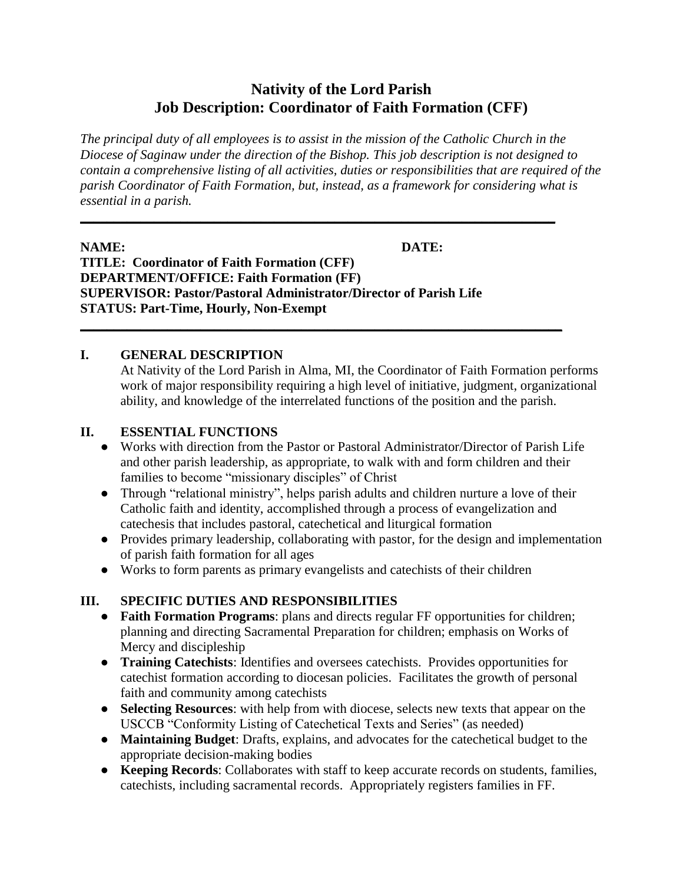# Nativity of the Lord Parish
# Job Description: Coordinator of Faith Formation (CFF)

*The principal duty of all employees is to assist in the mission of the Catholic Church in the Diocese of Saginaw under the direction of the Bishop. This job description is not designed to contain a comprehensive listing of all activities, duties or responsibilities that are required of the parish Coordinator of Faith Formation, but, instead, as a framework for considering what is essential in a parish.*

---

**NAME:** **DATE:**
**TITLE: Coordinator of Faith Formation (CFF)**
**DEPARTMENT/OFFICE: Faith Formation (FF)**
**SUPERVISOR: Pastor/Pastoral Administrator/Director of Parish Life**
**STATUS: Part-Time, Hourly, Non-Exempt**

---

## I. GENERAL DESCRIPTION

At Nativity of the Lord Parish in Alma, MI, the Coordinator of Faith Formation performs work of major responsibility requiring a high level of initiative, judgment, organizational ability, and knowledge of the interrelated functions of the position and the parish.

## II. ESSENTIAL FUNCTIONS

- Works with direction from the Pastor or Pastoral Administrator/Director of Parish Life and other parish leadership, as appropriate, to walk with and form children and their families to become "missionary disciples" of Christ
- Through "relational ministry", helps parish adults and children nurture a love of their Catholic faith and identity, accomplished through a process of evangelization and catechesis that includes pastoral, catechetical and liturgical formation
- Provides primary leadership, collaborating with pastor, for the design and implementation of parish faith formation for all ages
- Works to form parents as primary evangelists and catechists of their children

## III. SPECIFIC DUTIES AND RESPONSIBILITIES

- **Faith Formation Programs**: plans and directs regular FF opportunities for children; planning and directing Sacramental Preparation for children; emphasis on Works of Mercy and discipleship
- **Training Catechists**: Identifies and oversees catechists. Provides opportunities for catechist formation according to diocesan policies. Facilitates the growth of personal faith and community among catechists
- **Selecting Resources**: with help from with diocese, selects new texts that appear on the USCCB "Conformity Listing of Catechetical Texts and Series" (as needed)
- **Maintaining Budget**: Drafts, explains, and advocates for the catechetical budget to the appropriate decision-making bodies
- **Keeping Records**: Collaborates with staff to keep accurate records on students, families, catechists, including sacramental records. Appropriately registers families in FF.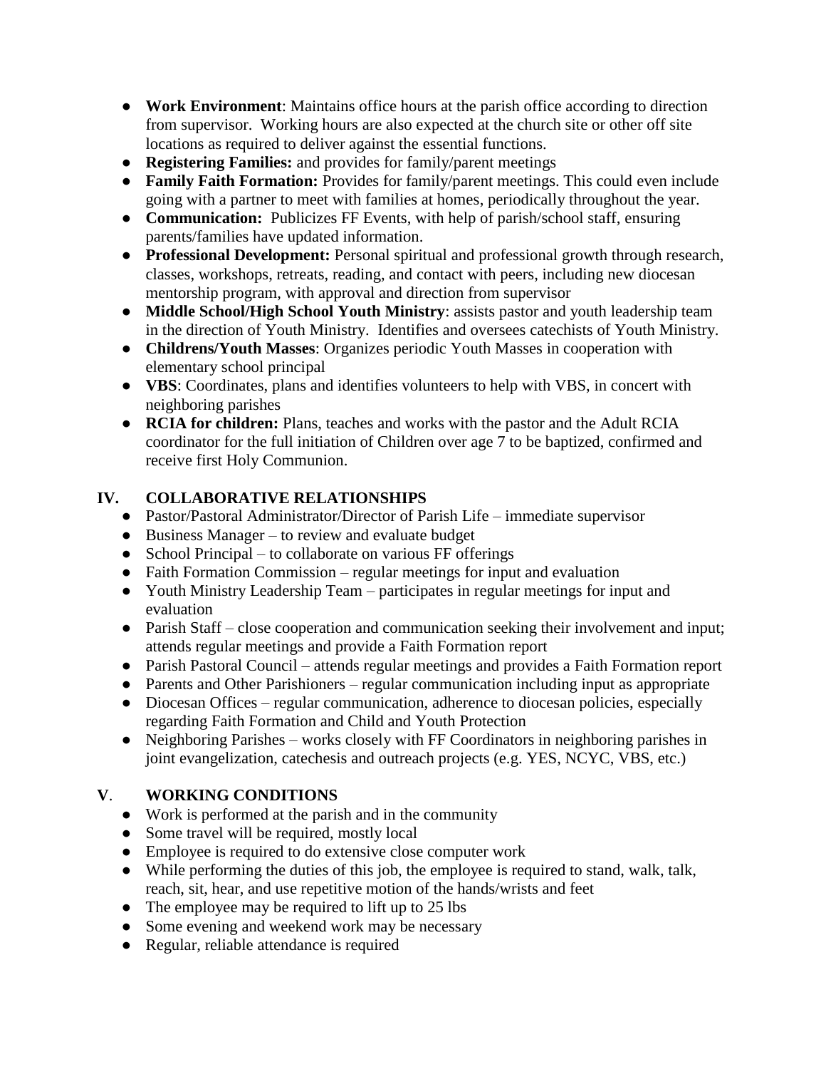- **Work Environment**: Maintains office hours at the parish office according to direction from supervisor. Working hours are also expected at the church site or other off site locations as required to deliver against the essential functions.
- **Registering Families:** and provides for family/parent meetings
- **Family Faith Formation:** Provides for family/parent meetings. This could even include going with a partner to meet with families at homes, periodically throughout the year.
- **Communication:** Publicizes FF Events, with help of parish/school staff, ensuring parents/families have updated information.
- **Professional Development:** Personal spiritual and professional growth through research, classes, workshops, retreats, reading, and contact with peers, including new diocesan mentorship program, with approval and direction from supervisor
- **Middle School/High School Youth Ministry**: assists pastor and youth leadership team in the direction of Youth Ministry. Identifies and oversees catechists of Youth Ministry.
- **Childrens/Youth Masses**: Organizes periodic Youth Masses in cooperation with elementary school principal
- **VBS**: Coordinates, plans and identifies volunteers to help with VBS, in concert with neighboring parishes
- **RCIA for children:** Plans, teaches and works with the pastor and the Adult RCIA coordinator for the full initiation of Children over age 7 to be baptized, confirmed and receive first Holy Communion.

## IV. COLLABORATIVE RELATIONSHIPS

- Pastor/Pastoral Administrator/Director of Parish Life – immediate supervisor
- Business Manager – to review and evaluate budget
- School Principal – to collaborate on various FF offerings
- Faith Formation Commission – regular meetings for input and evaluation
- Youth Ministry Leadership Team – participates in regular meetings for input and evaluation
- Parish Staff – close cooperation and communication seeking their involvement and input; attends regular meetings and provide a Faith Formation report
- Parish Pastoral Council – attends regular meetings and provides a Faith Formation report
- Parents and Other Parishioners – regular communication including input as appropriate
- Diocesan Offices – regular communication, adherence to diocesan policies, especially regarding Faith Formation and Child and Youth Protection
- Neighboring Parishes – works closely with FF Coordinators in neighboring parishes in joint evangelization, catechesis and outreach projects (e.g. YES, NCYC, VBS, etc.)

## V. WORKING CONDITIONS

- Work is performed at the parish and in the community
- Some travel will be required, mostly local
- Employee is required to do extensive close computer work
- While performing the duties of this job, the employee is required to stand, walk, talk, reach, sit, hear, and use repetitive motion of the hands/wrists and feet
- The employee may be required to lift up to 25 lbs
- Some evening and weekend work may be necessary
- Regular, reliable attendance is required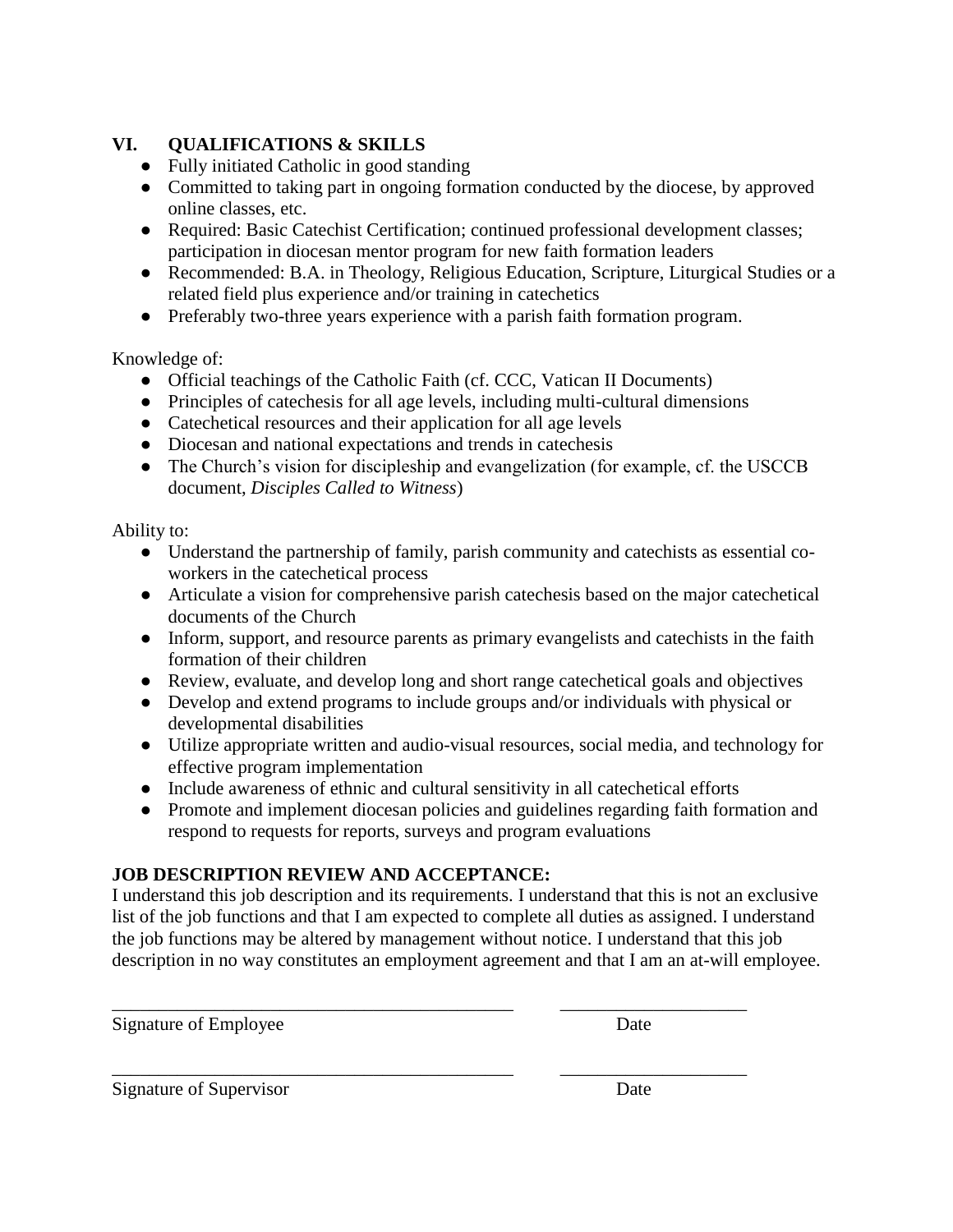## VI. QUALIFICATIONS & SKILLS

- Fully initiated Catholic in good standing
- Committed to taking part in ongoing formation conducted by the diocese, by approved online classes, etc.
- Required: Basic Catechist Certification; continued professional development classes; participation in diocesan mentor program for new faith formation leaders
- Recommended: B.A. in Theology, Religious Education, Scripture, Liturgical Studies or a related field plus experience and/or training in catechetics
- Preferably two-three years experience with a parish faith formation program.

Knowledge of:

- Official teachings of the Catholic Faith (cf. CCC, Vatican II Documents)
- Principles of catechesis for all age levels, including multi-cultural dimensions
- Catechetical resources and their application for all age levels
- Diocesan and national expectations and trends in catechesis
- The Church's vision for discipleship and evangelization (for example, cf. the USCCB document, *Disciples Called to Witness*)

Ability to:

- Understand the partnership of family, parish community and catechists as essential co-workers in the catechetical process
- Articulate a vision for comprehensive parish catechesis based on the major catechetical documents of the Church
- Inform, support, and resource parents as primary evangelists and catechists in the faith formation of their children
- Review, evaluate, and develop long and short range catechetical goals and objectives
- Develop and extend programs to include groups and/or individuals with physical or developmental disabilities
- Utilize appropriate written and audio-visual resources, social media, and technology for effective program implementation
- Include awareness of ethnic and cultural sensitivity in all catechetical efforts
- Promote and implement diocesan policies and guidelines regarding faith formation and respond to requests for reports, surveys and program evaluations

**JOB DESCRIPTION REVIEW AND ACCEPTANCE:**

I understand this job description and its requirements. I understand that this is not an exclusive list of the job functions and that I am expected to complete all duties as assigned. I understand the job functions may be altered by management without notice. I understand that this job description in no way constitutes an employment agreement and that I am an at-will employee.

_____________________________________________ ____________________

Signature of Employee Date

_____________________________________________ ____________________

Signature of Supervisor Date